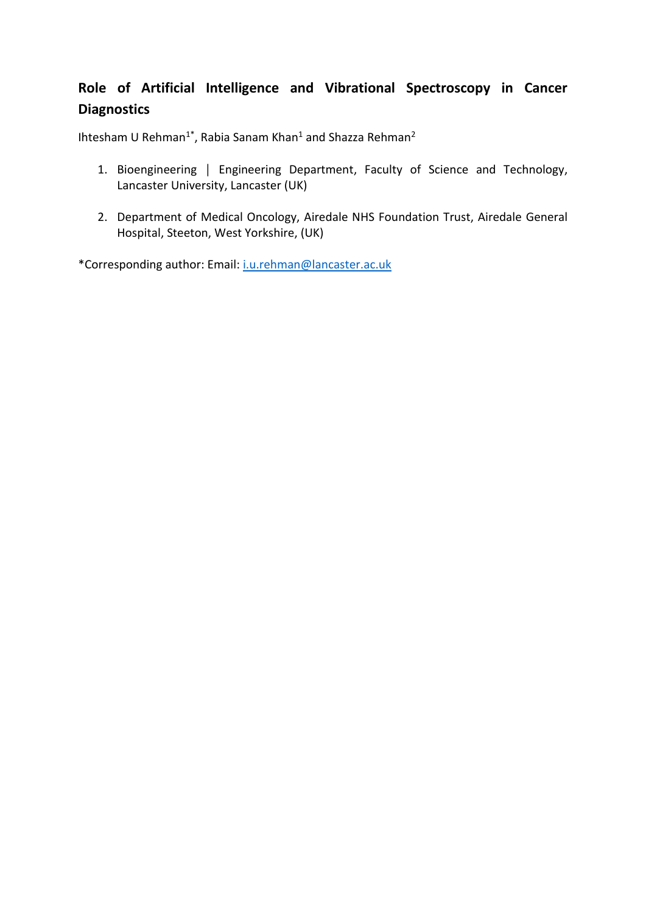# Role of Artificial Intelligence and Vibrational Spectroscopy in Cancer Diagnostics

Ihtesham U Rehman[1*], Rabia Sanam Khan[1] and Shazza Rehman[2]

1. Bioengineering | Engineering Department, Faculty of Science and Technology, Lancaster University, Lancaster (UK)

2. Department of Medical Oncology, Airedale NHS Foundation Trust, Airedale General Hospital, Steeton, West Yorkshire, (UK)

*Corresponding author: Email: i.u.rehman@lancaster.ac.uk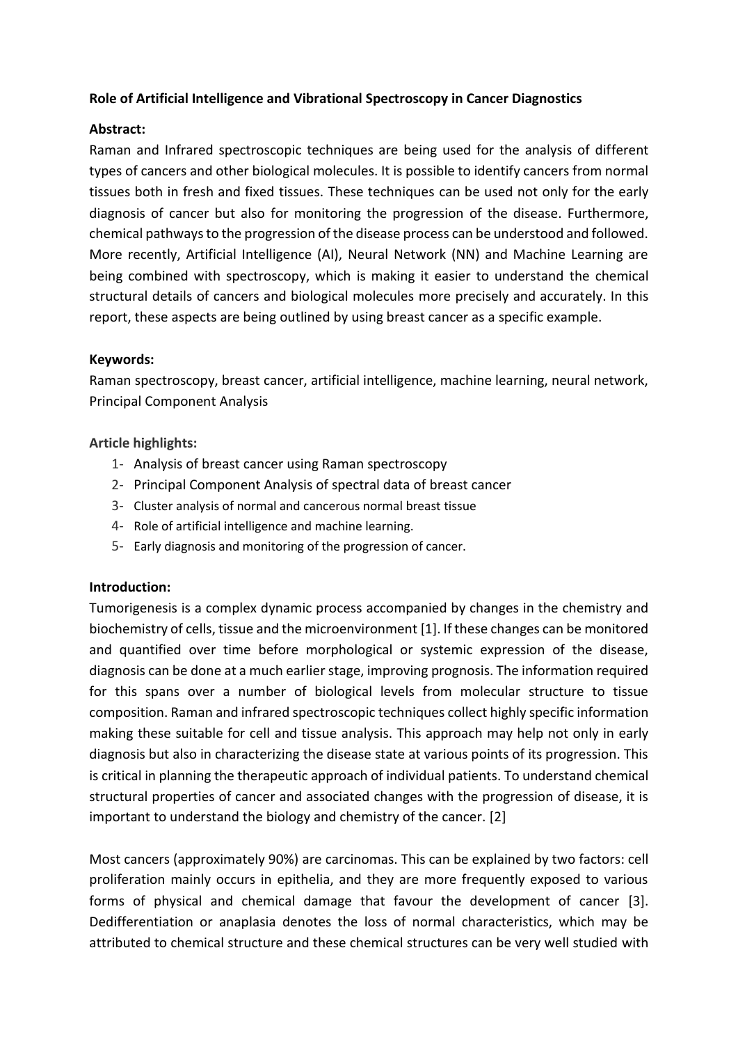**Role of Artificial Intelligence and Vibrational Spectroscopy in Cancer Diagnostics**

**Abstract:**

Raman and Infrared spectroscopic techniques are being used for the analysis of different types of cancers and other biological molecules. It is possible to identify cancers from normal tissues both in fresh and fixed tissues. These techniques can be used not only for the early diagnosis of cancer but also for monitoring the progression of the disease. Furthermore, chemical pathways to the progression of the disease process can be understood and followed. More recently, Artificial Intelligence (AI), Neural Network (NN) and Machine Learning are being combined with spectroscopy, which is making it easier to understand the chemical structural details of cancers and biological molecules more precisely and accurately. In this report, these aspects are being outlined by using breast cancer as a specific example.

**Keywords:**

Raman spectroscopy, breast cancer, artificial intelligence, machine learning, neural network, Principal Component Analysis

**Article highlights:**

1- Analysis of breast cancer using Raman spectroscopy
2- Principal Component Analysis of spectral data of breast cancer
3- Cluster analysis of normal and cancerous normal breast tissue
4- Role of artificial intelligence and machine learning.
5- Early diagnosis and monitoring of the progression of cancer.

**Introduction:**

Tumorigenesis is a complex dynamic process accompanied by changes in the chemistry and biochemistry of cells, tissue and the microenvironment [1]. If these changes can be monitored and quantified over time before morphological or systemic expression of the disease, diagnosis can be done at a much earlier stage, improving prognosis. The information required for this spans over a number of biological levels from molecular structure to tissue composition. Raman and infrared spectroscopic techniques collect highly specific information making these suitable for cell and tissue analysis. This approach may help not only in early diagnosis but also in characterizing the disease state at various points of its progression. This is critical in planning the therapeutic approach of individual patients. To understand chemical structural properties of cancer and associated changes with the progression of disease, it is important to understand the biology and chemistry of the cancer. [2]

Most cancers (approximately 90%) are carcinomas. This can be explained by two factors: cell proliferation mainly occurs in epithelia, and they are more frequently exposed to various forms of physical and chemical damage that favour the development of cancer [3]. Dedifferentiation or anaplasia denotes the loss of normal characteristics, which may be attributed to chemical structure and these chemical structures can be very well studied with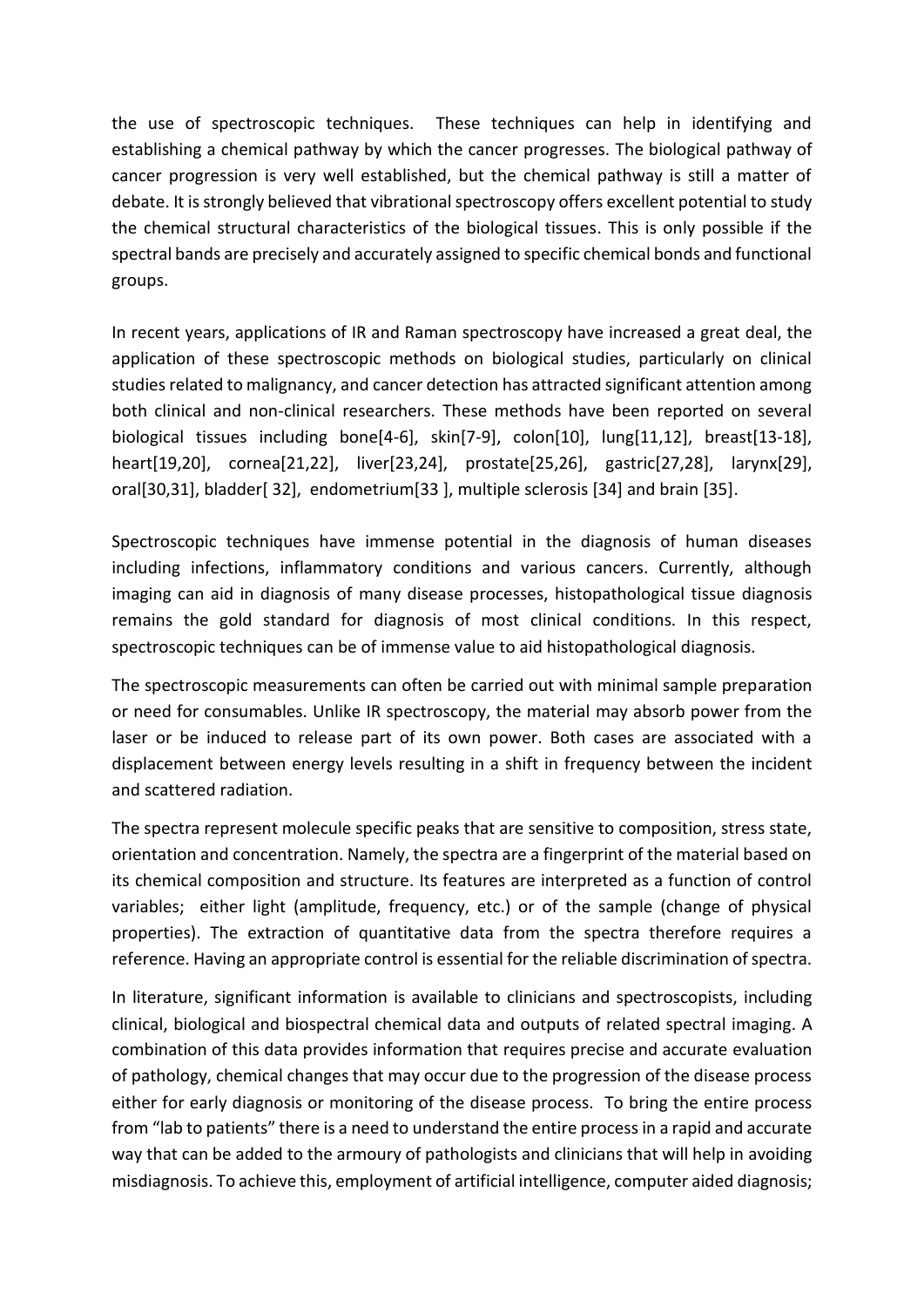the use of spectroscopic techniques. These techniques can help in identifying and establishing a chemical pathway by which the cancer progresses. The biological pathway of cancer progression is very well established, but the chemical pathway is still a matter of debate. It is strongly believed that vibrational spectroscopy offers excellent potential to study the chemical structural characteristics of the biological tissues. This is only possible if the spectral bands are precisely and accurately assigned to specific chemical bonds and functional groups.

In recent years, applications of IR and Raman spectroscopy have increased a great deal, the application of these spectroscopic methods on biological studies, particularly on clinical studies related to malignancy, and cancer detection has attracted significant attention among both clinical and non-clinical researchers. These methods have been reported on several biological tissues including bone[4-6], skin[7-9], colon[10], lung[11,12], breast[13-18], heart[19,20], cornea[21,22], liver[23,24], prostate[25,26], gastric[27,28], larynx[29], oral[30,31], bladder[ 32], endometrium[33 ], multiple sclerosis [34] and brain [35].

Spectroscopic techniques have immense potential in the diagnosis of human diseases including infections, inflammatory conditions and various cancers. Currently, although imaging can aid in diagnosis of many disease processes, histopathological tissue diagnosis remains the gold standard for diagnosis of most clinical conditions. In this respect, spectroscopic techniques can be of immense value to aid histopathological diagnosis.

The spectroscopic measurements can often be carried out with minimal sample preparation or need for consumables. Unlike IR spectroscopy, the material may absorb power from the laser or be induced to release part of its own power. Both cases are associated with a displacement between energy levels resulting in a shift in frequency between the incident and scattered radiation.

The spectra represent molecule specific peaks that are sensitive to composition, stress state, orientation and concentration. Namely, the spectra are a fingerprint of the material based on its chemical composition and structure. Its features are interpreted as a function of control variables; either light (amplitude, frequency, etc.) or of the sample (change of physical properties). The extraction of quantitative data from the spectra therefore requires a reference. Having an appropriate control is essential for the reliable discrimination of spectra.

In literature, significant information is available to clinicians and spectroscopists, including clinical, biological and biospectral chemical data and outputs of related spectral imaging. A combination of this data provides information that requires precise and accurate evaluation of pathology, chemical changes that may occur due to the progression of the disease process either for early diagnosis or monitoring of the disease process. To bring the entire process from "lab to patients" there is a need to understand the entire process in a rapid and accurate way that can be added to the armoury of pathologists and clinicians that will help in avoiding misdiagnosis. To achieve this, employment of artificial intelligence, computer aided diagnosis;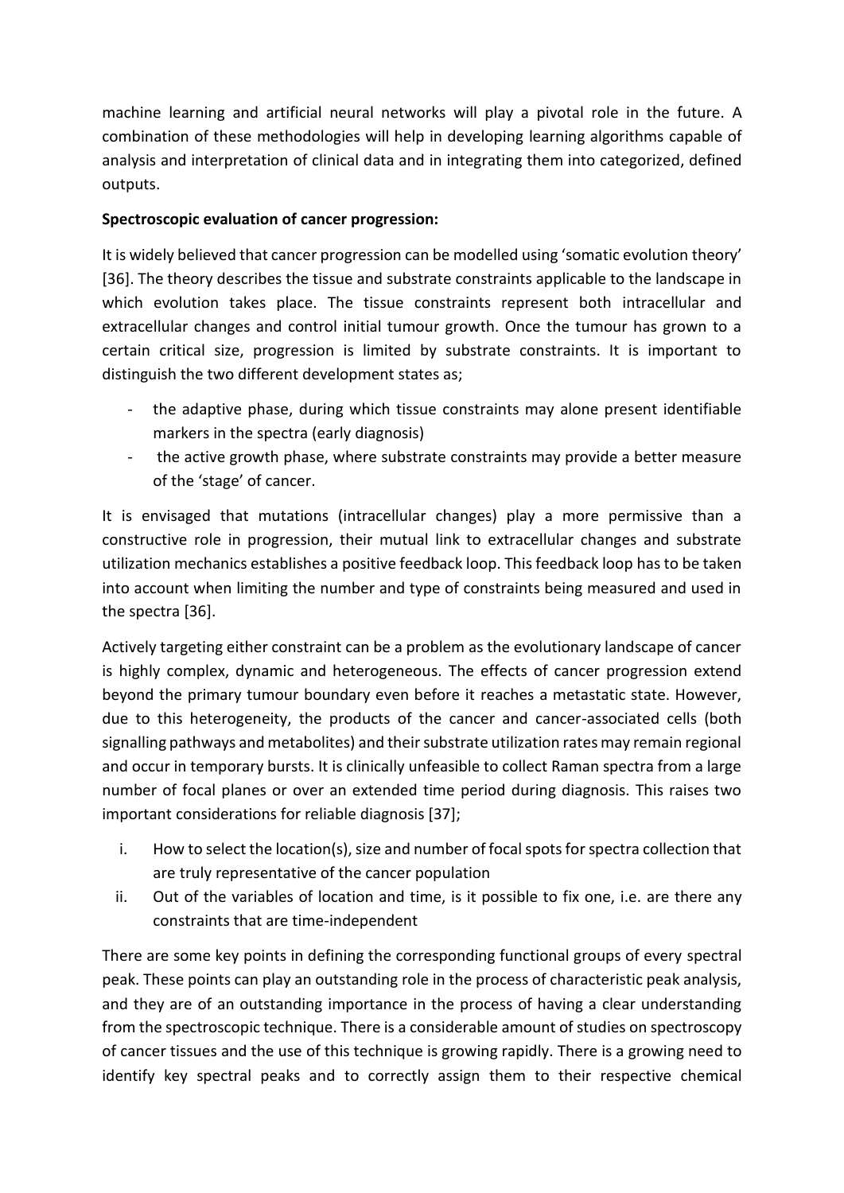machine learning and artificial neural networks will play a pivotal role in the future. A combination of these methodologies will help in developing learning algorithms capable of analysis and interpretation of clinical data and in integrating them into categorized, defined outputs.

**Spectroscopic evaluation of cancer progression:**

It is widely believed that cancer progression can be modelled using 'somatic evolution theory' [36]. The theory describes the tissue and substrate constraints applicable to the landscape in which evolution takes place. The tissue constraints represent both intracellular and extracellular changes and control initial tumour growth. Once the tumour has grown to a certain critical size, progression is limited by substrate constraints. It is important to distinguish the two different development states as;

- the adaptive phase, during which tissue constraints may alone present identifiable markers in the spectra (early diagnosis)
- the active growth phase, where substrate constraints may provide a better measure of the 'stage' of cancer.

It is envisaged that mutations (intracellular changes) play a more permissive than a constructive role in progression, their mutual link to extracellular changes and substrate utilization mechanics establishes a positive feedback loop. This feedback loop has to be taken into account when limiting the number and type of constraints being measured and used in the spectra [36].

Actively targeting either constraint can be a problem as the evolutionary landscape of cancer is highly complex, dynamic and heterogeneous. The effects of cancer progression extend beyond the primary tumour boundary even before it reaches a metastatic state. However, due to this heterogeneity, the products of the cancer and cancer-associated cells (both signalling pathways and metabolites) and their substrate utilization rates may remain regional and occur in temporary bursts. It is clinically unfeasible to collect Raman spectra from a large number of focal planes or over an extended time period during diagnosis. This raises two important considerations for reliable diagnosis [37];

i. How to select the location(s), size and number of focal spots for spectra collection that are truly representative of the cancer population
ii. Out of the variables of location and time, is it possible to fix one, i.e. are there any constraints that are time-independent

There are some key points in defining the corresponding functional groups of every spectral peak. These points can play an outstanding role in the process of characteristic peak analysis, and they are of an outstanding importance in the process of having a clear understanding from the spectroscopic technique. There is a considerable amount of studies on spectroscopy of cancer tissues and the use of this technique is growing rapidly. There is a growing need to identify key spectral peaks and to correctly assign them to their respective chemical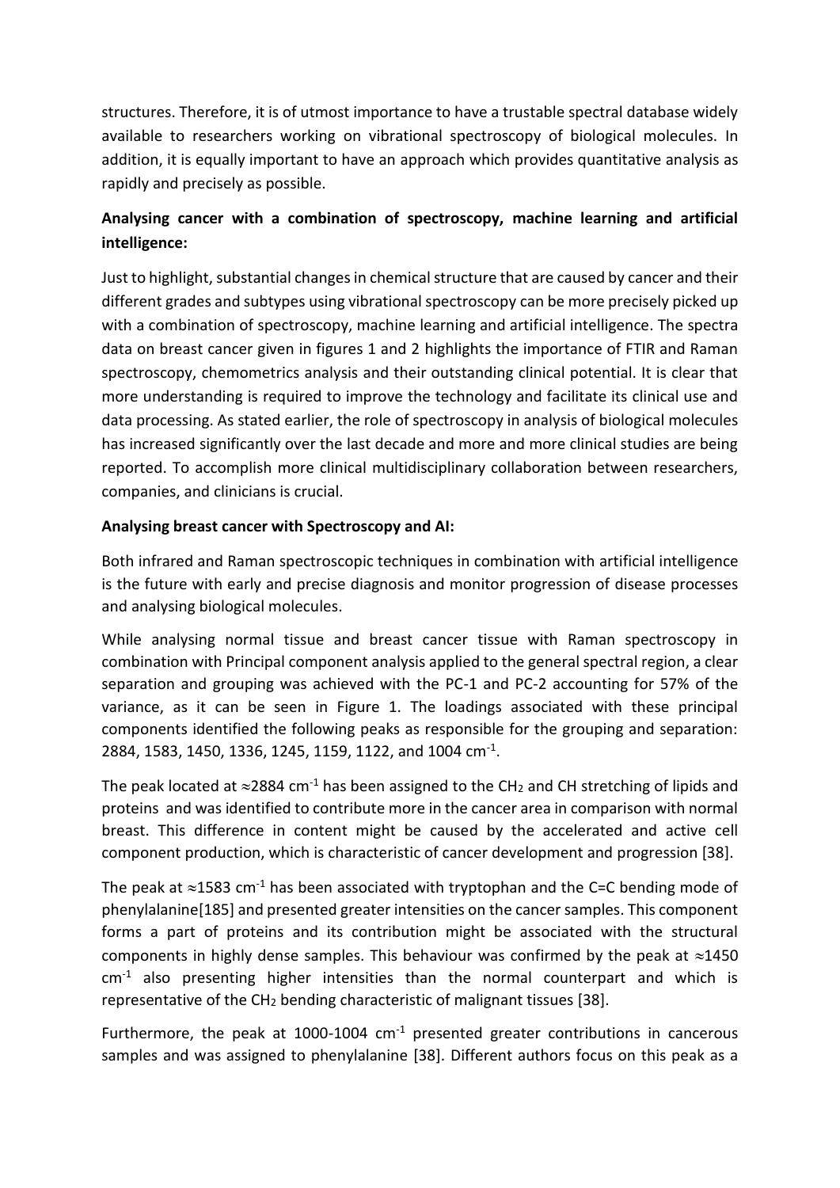structures. Therefore, it is of utmost importance to have a trustable spectral database widely available to researchers working on vibrational spectroscopy of biological molecules. In addition, it is equally important to have an approach which provides quantitative analysis as rapidly and precisely as possible.

**Analysing cancer with a combination of spectroscopy, machine learning and artificial intelligence:**

Just to highlight, substantial changes in chemical structure that are caused by cancer and their different grades and subtypes using vibrational spectroscopy can be more precisely picked up with a combination of spectroscopy, machine learning and artificial intelligence. The spectra data on breast cancer given in figures 1 and 2 highlights the importance of FTIR and Raman spectroscopy, chemometrics analysis and their outstanding clinical potential. It is clear that more understanding is required to improve the technology and facilitate its clinical use and data processing. As stated earlier, the role of spectroscopy in analysis of biological molecules has increased significantly over the last decade and more and more clinical studies are being reported. To accomplish more clinical multidisciplinary collaboration between researchers, companies, and clinicians is crucial.

**Analysing breast cancer with Spectroscopy and AI:**

Both infrared and Raman spectroscopic techniques in combination with artificial intelligence is the future with early and precise diagnosis and monitor progression of disease processes and analysing biological molecules.

While analysing normal tissue and breast cancer tissue with Raman spectroscopy in combination with Principal component analysis applied to the general spectral region, a clear separation and grouping was achieved with the PC-1 and PC-2 accounting for 57% of the variance, as it can be seen in Figure 1. The loadings associated with these principal components identified the following peaks as responsible for the grouping and separation: 2884, 1583, 1450, 1336, 1245, 1159, 1122, and 1004 $cm^{-1}$.

The peak located at $\approx$2884 $cm^{-1}$ has been assigned to the $CH_2$ and CH stretching of lipids and proteins and was identified to contribute more in the cancer area in comparison with normal breast. This difference in content might be caused by the accelerated and active cell component production, which is characteristic of cancer development and progression [38].

The peak at $\approx$1583 $cm^{-1}$ has been associated with tryptophan and the C=C bending mode of phenylalanine[185] and presented greater intensities on the cancer samples. This component forms a part of proteins and its contribution might be associated with the structural components in highly dense samples. This behaviour was confirmed by the peak at $\approx$1450 $cm^{-1}$ also presenting higher intensities than the normal counterpart and which is representative of the $CH_2$ bending characteristic of malignant tissues [38].

Furthermore, the peak at 1000-1004 $cm^{-1}$ presented greater contributions in cancerous samples and was assigned to phenylalanine [38]. Different authors focus on this peak as a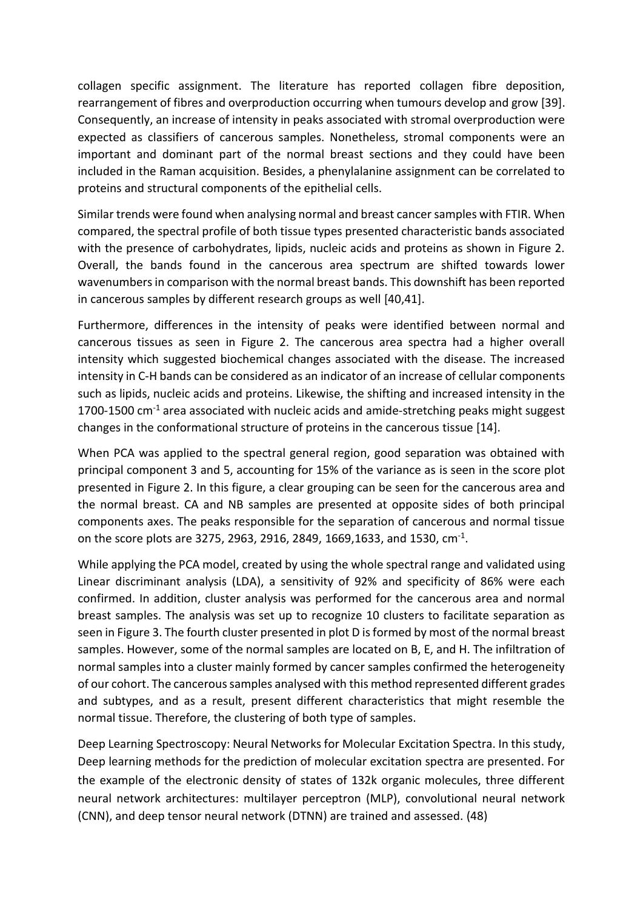collagen specific assignment. The literature has reported collagen fibre deposition, rearrangement of fibres and overproduction occurring when tumours develop and grow [39]. Consequently, an increase of intensity in peaks associated with stromal overproduction were expected as classifiers of cancerous samples. Nonetheless, stromal components were an important and dominant part of the normal breast sections and they could have been included in the Raman acquisition. Besides, a phenylalanine assignment can be correlated to proteins and structural components of the epithelial cells.

Similar trends were found when analysing normal and breast cancer samples with FTIR. When compared, the spectral profile of both tissue types presented characteristic bands associated with the presence of carbohydrates, lipids, nucleic acids and proteins as shown in Figure 2. Overall, the bands found in the cancerous area spectrum are shifted towards lower wavenumbers in comparison with the normal breast bands. This downshift has been reported in cancerous samples by different research groups as well [40,41].

Furthermore, differences in the intensity of peaks were identified between normal and cancerous tissues as seen in Figure 2. The cancerous area spectra had a higher overall intensity which suggested biochemical changes associated with the disease. The increased intensity in C-H bands can be considered as an indicator of an increase of cellular components such as lipids, nucleic acids and proteins. Likewise, the shifting and increased intensity in the 1700-1500 $cm^{-1}$ area associated with nucleic acids and amide-stretching peaks might suggest changes in the conformational structure of proteins in the cancerous tissue [14].

When PCA was applied to the spectral general region, good separation was obtained with principal component 3 and 5, accounting for 15% of the variance as is seen in the score plot presented in Figure 2. In this figure, a clear grouping can be seen for the cancerous area and the normal breast. CA and NB samples are presented at opposite sides of both principal components axes. The peaks responsible for the separation of cancerous and normal tissue on the score plots are 3275, 2963, 2916, 2849, 1669,1633, and 1530, $cm^{-1}$.

While applying the PCA model, created by using the whole spectral range and validated using Linear discriminant analysis (LDA), a sensitivity of 92% and specificity of 86% were each confirmed. In addition, cluster analysis was performed for the cancerous area and normal breast samples. The analysis was set up to recognize 10 clusters to facilitate separation as seen in Figure 3. The fourth cluster presented in plot D is formed by most of the normal breast samples. However, some of the normal samples are located on B, E, and H. The infiltration of normal samples into a cluster mainly formed by cancer samples confirmed the heterogeneity of our cohort. The cancerous samples analysed with this method represented different grades and subtypes, and as a result, present different characteristics that might resemble the normal tissue. Therefore, the clustering of both type of samples.

Deep Learning Spectroscopy: Neural Networks for Molecular Excitation Spectra. In this study, Deep learning methods for the prediction of molecular excitation spectra are presented. For the example of the electronic density of states of 132k organic molecules, three different neural network architectures: multilayer perceptron (MLP), convolutional neural network (CNN), and deep tensor neural network (DTNN) are trained and assessed. (48)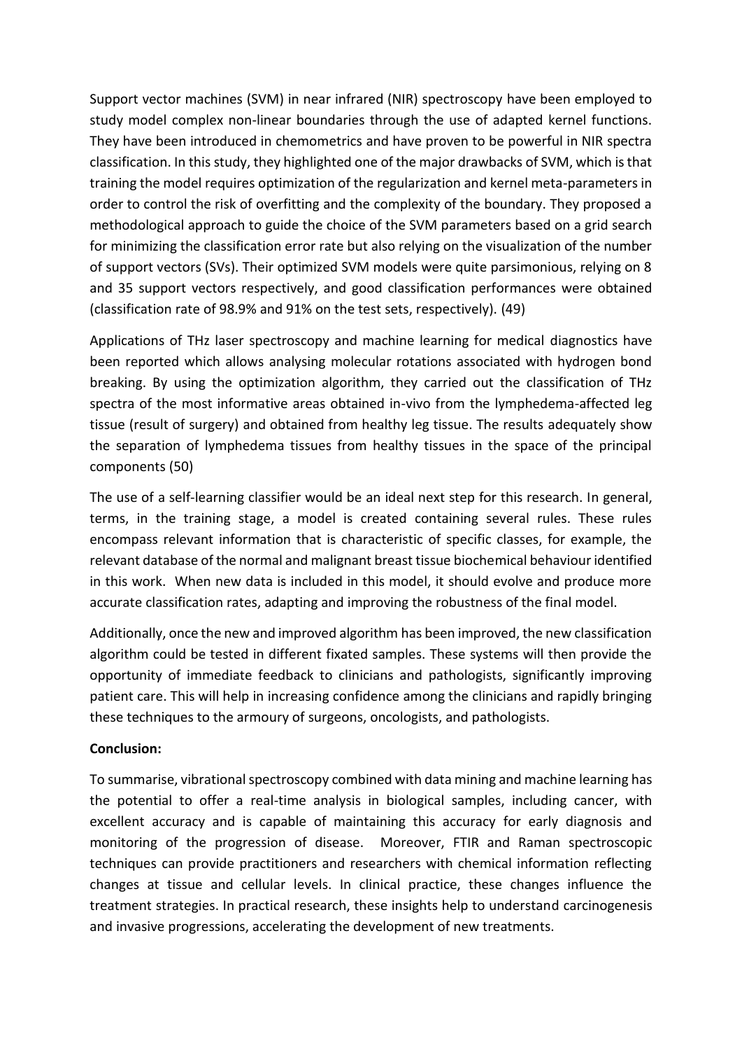Support vector machines (SVM) in near infrared (NIR) spectroscopy have been employed to study model complex non-linear boundaries through the use of adapted kernel functions. They have been introduced in chemometrics and have proven to be powerful in NIR spectra classification. In this study, they highlighted one of the major drawbacks of SVM, which is that training the model requires optimization of the regularization and kernel meta-parameters in order to control the risk of overfitting and the complexity of the boundary. They proposed a methodological approach to guide the choice of the SVM parameters based on a grid search for minimizing the classification error rate but also relying on the visualization of the number of support vectors (SVs). Their optimized SVM models were quite parsimonious, relying on 8 and 35 support vectors respectively, and good classification performances were obtained (classification rate of 98.9% and 91% on the test sets, respectively). (49)

Applications of THz laser spectroscopy and machine learning for medical diagnostics have been reported which allows analysing molecular rotations associated with hydrogen bond breaking. By using the optimization algorithm, they carried out the classification of THz spectra of the most informative areas obtained in-vivo from the lymphedema-affected leg tissue (result of surgery) and obtained from healthy leg tissue. The results adequately show the separation of lymphedema tissues from healthy tissues in the space of the principal components (50)

The use of a self-learning classifier would be an ideal next step for this research. In general, terms, in the training stage, a model is created containing several rules. These rules encompass relevant information that is characteristic of specific classes, for example, the relevant database of the normal and malignant breast tissue biochemical behaviour identified in this work. When new data is included in this model, it should evolve and produce more accurate classification rates, adapting and improving the robustness of the final model.

Additionally, once the new and improved algorithm has been improved, the new classification algorithm could be tested in different fixated samples. These systems will then provide the opportunity of immediate feedback to clinicians and pathologists, significantly improving patient care. This will help in increasing confidence among the clinicians and rapidly bringing these techniques to the armoury of surgeons, oncologists, and pathologists.

**Conclusion:**

To summarise, vibrational spectroscopy combined with data mining and machine learning has the potential to offer a real-time analysis in biological samples, including cancer, with excellent accuracy and is capable of maintaining this accuracy for early diagnosis and monitoring of the progression of disease. Moreover, FTIR and Raman spectroscopic techniques can provide practitioners and researchers with chemical information reflecting changes at tissue and cellular levels. In clinical practice, these changes influence the treatment strategies. In practical research, these insights help to understand carcinogenesis and invasive progressions, accelerating the development of new treatments.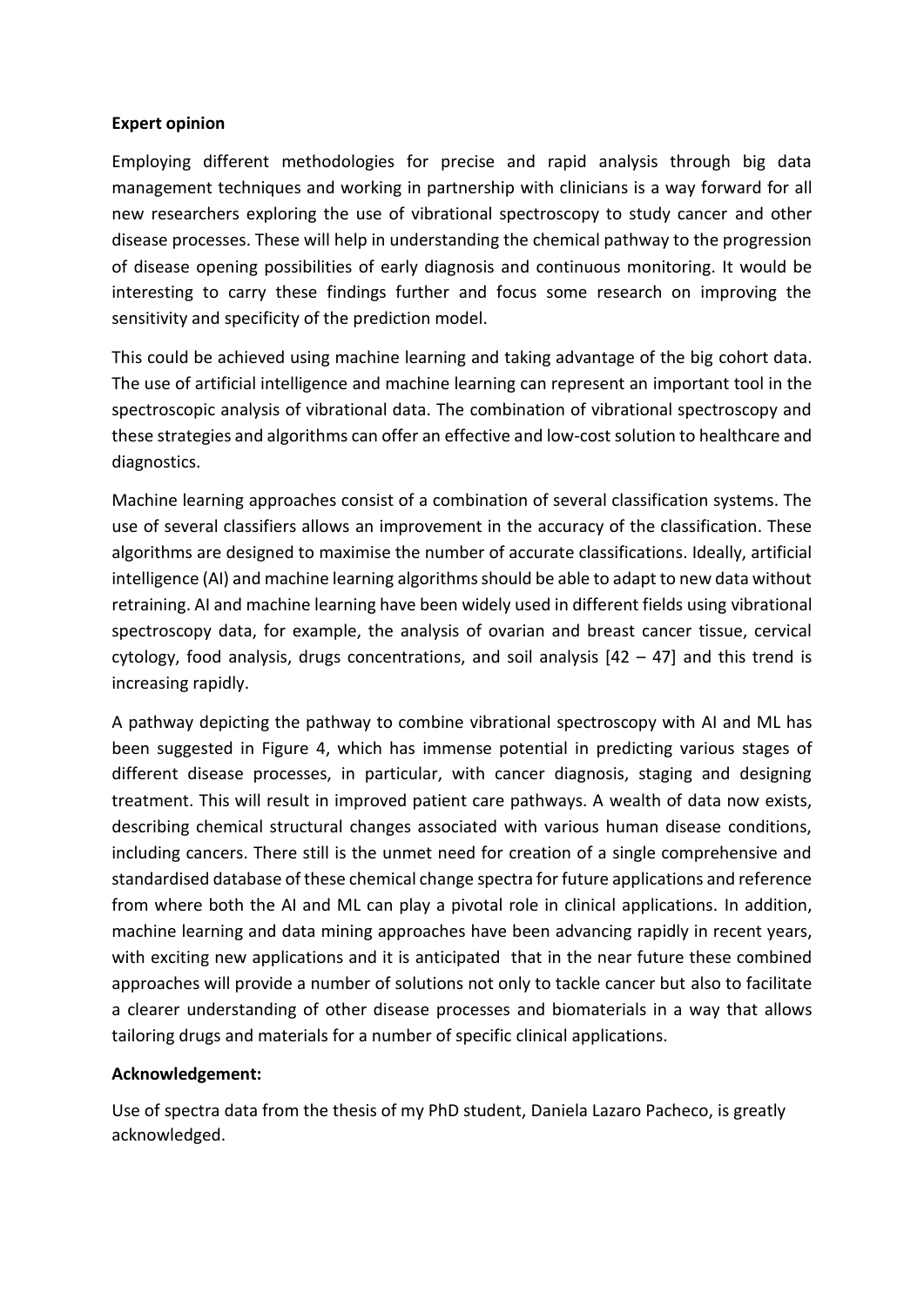**Expert opinion**

Employing different methodologies for precise and rapid analysis through big data management techniques and working in partnership with clinicians is a way forward for all new researchers exploring the use of vibrational spectroscopy to study cancer and other disease processes. These will help in understanding the chemical pathway to the progression of disease opening possibilities of early diagnosis and continuous monitoring. It would be interesting to carry these findings further and focus some research on improving the sensitivity and specificity of the prediction model.

This could be achieved using machine learning and taking advantage of the big cohort data. The use of artificial intelligence and machine learning can represent an important tool in the spectroscopic analysis of vibrational data. The combination of vibrational spectroscopy and these strategies and algorithms can offer an effective and low-cost solution to healthcare and diagnostics.

Machine learning approaches consist of a combination of several classification systems. The use of several classifiers allows an improvement in the accuracy of the classification. These algorithms are designed to maximise the number of accurate classifications. Ideally, artificial intelligence (AI) and machine learning algorithms should be able to adapt to new data without retraining. AI and machine learning have been widely used in different fields using vibrational spectroscopy data, for example, the analysis of ovarian and breast cancer tissue, cervical cytology, food analysis, drugs concentrations, and soil analysis [42 – 47] and this trend is increasing rapidly.

A pathway depicting the pathway to combine vibrational spectroscopy with AI and ML has been suggested in Figure 4, which has immense potential in predicting various stages of different disease processes, in particular, with cancer diagnosis, staging and designing treatment. This will result in improved patient care pathways. A wealth of data now exists, describing chemical structural changes associated with various human disease conditions, including cancers. There still is the unmet need for creation of a single comprehensive and standardised database of these chemical change spectra for future applications and reference from where both the AI and ML can play a pivotal role in clinical applications. In addition, machine learning and data mining approaches have been advancing rapidly in recent years, with exciting new applications and it is anticipated that in the near future these combined approaches will provide a number of solutions not only to tackle cancer but also to facilitate a clearer understanding of other disease processes and biomaterials in a way that allows tailoring drugs and materials for a number of specific clinical applications.

**Acknowledgement:**

Use of spectra data from the thesis of my PhD student, Daniela Lazaro Pacheco, is greatly acknowledged.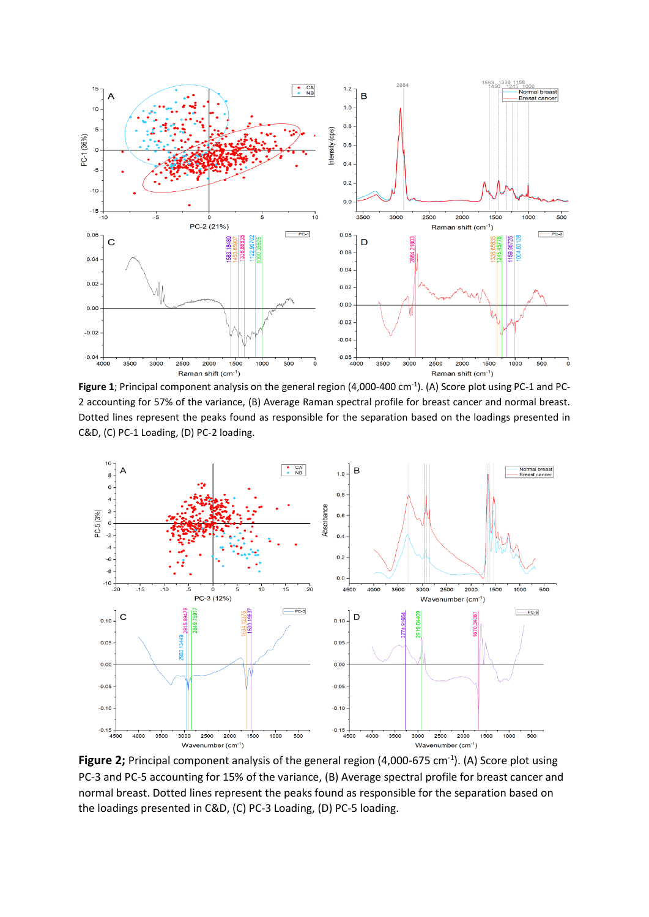**Figure 1**; Principal component analysis on the general region (4,000-400 cm$^{-1}$). (A) Score plot using PC-1 and PC-2 accounting for 57% of the variance, (B) Average Raman spectral profile for breast cancer and normal breast. Dotted lines represent the peaks found as responsible for the separation based on the loadings presented in C&D, (C) PC-1 Loading, (D) PC-2 loading.

**Figure 2;** Principal component analysis of the general region (4,000-675 cm$^{-1}$). (A) Score plot using PC-3 and PC-5 accounting for 15% of the variance, (B) Average spectral profile for breast cancer and normal breast. Dotted lines represent the peaks found as responsible for the separation based on the loadings presented in C&D, (C) PC-3 Loading, (D) PC-5 loading.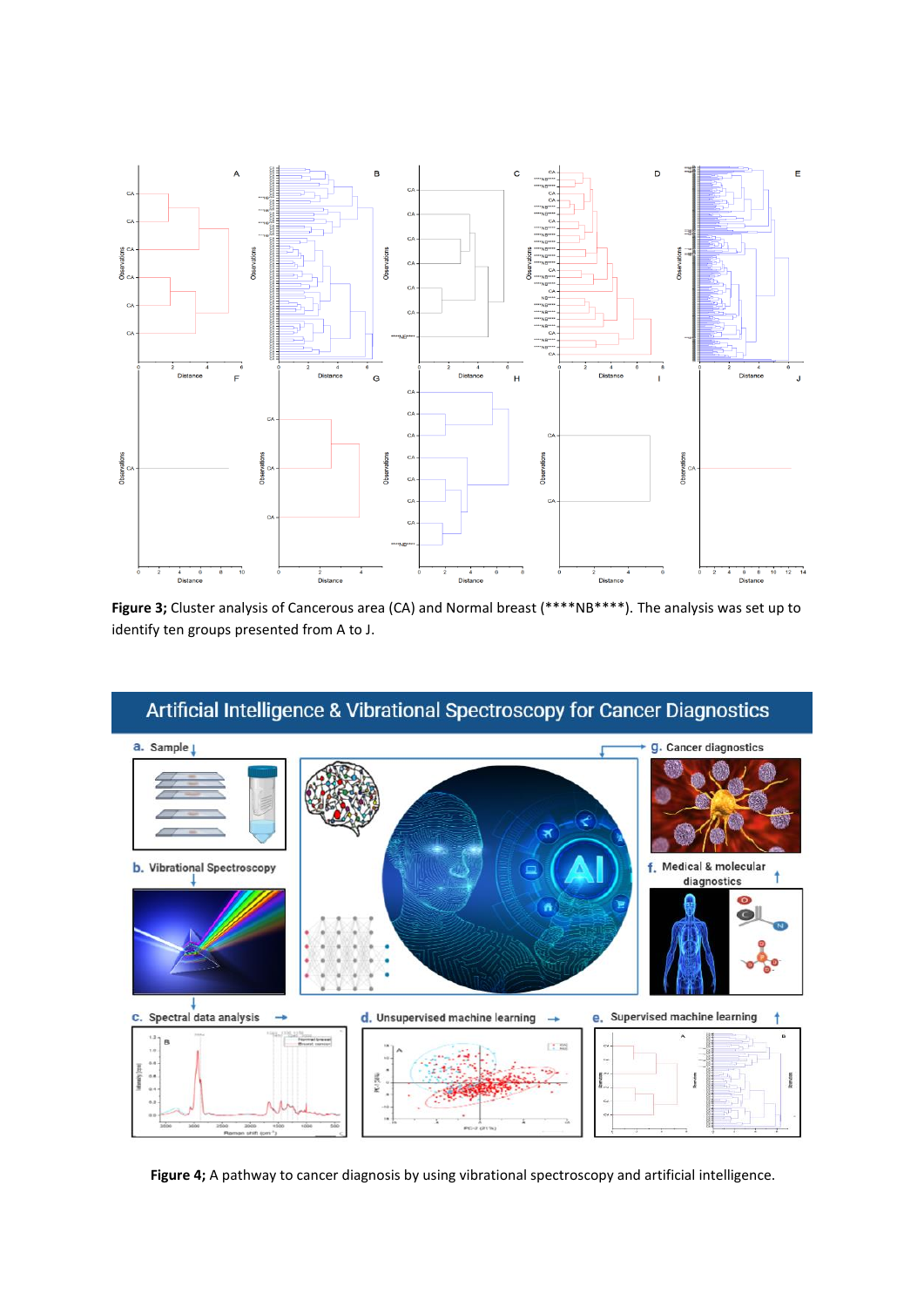**Figure 3;** Cluster analysis of Cancerous area (CA) and Normal breast (****NB****). The analysis was set up to identify ten groups presented from A to J.

**Figure 4;** A pathway to cancer diagnosis by using vibrational spectroscopy and artificial intelligence.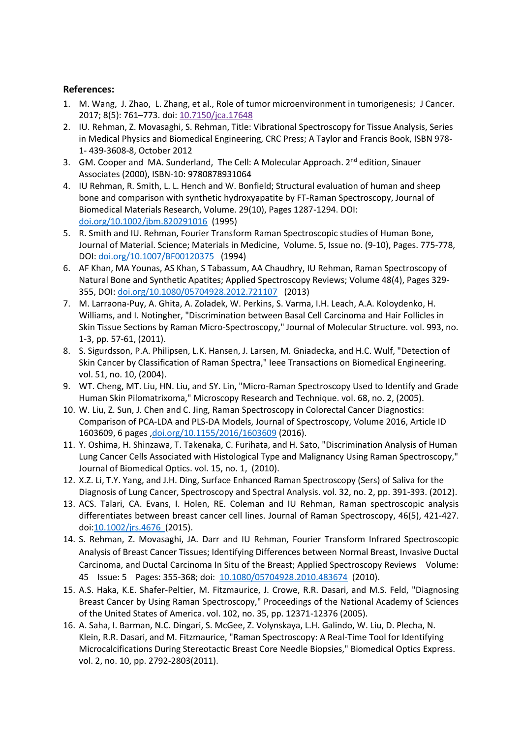**References:**

1. M. Wang, J. Zhao, L. Zhang, et al., Role of tumor microenvironment in tumorigenesis; J Cancer. 2017; 8(5): 761–773. doi: 10.7150/jca.17648
2. IU. Rehman, Z. Movasaghi, S. Rehman, Title: Vibrational Spectroscopy for Tissue Analysis, Series in Medical Physics and Biomedical Engineering, CRC Press; A Taylor and Francis Book, ISBN 978-1- 439-3608-8, October 2012
3. GM. Cooper and MA. Sunderland, The Cell: A Molecular Approach. 2nd edition, Sinauer Associates (2000), ISBN-10: 9780878931064
4. IU Rehman, R. Smith, L. L. Hench and W. Bonfield; Structural evaluation of human and sheep bone and comparison with synthetic hydroxyapatite by FT-Raman Spectroscopy, Journal of Biomedical Materials Research, Volume. 29(10), Pages 1287-1294. DOI: doi.org/10.1002/jbm.820291016 (1995)
5. R. Smith and IU. Rehman, Fourier Transform Raman Spectroscopic studies of Human Bone, Journal of Material. Science; Materials in Medicine, Volume. 5, Issue no. (9-10), Pages. 775-778, DOI: doi.org/10.1007/BF00120375 (1994)
6. AF Khan, MA Younas, AS Khan, S Tabassum, AA Chaudhry, IU Rehman, Raman Spectroscopy of Natural Bone and Synthetic Apatites; Applied Spectroscopy Reviews; Volume 48(4), Pages 329-355, DOI: doi.org/10.1080/05704928.2012.721107 (2013)
7. M. Larraona-Puy, A. Ghita, A. Zoladek, W. Perkins, S. Varma, I.H. Leach, A.A. Koloydenko, H. Williams, and I. Notingher, "Discrimination between Basal Cell Carcinoma and Hair Follicles in Skin Tissue Sections by Raman Micro-Spectroscopy," Journal of Molecular Structure. vol. 993, no. 1-3, pp. 57-61, (2011).
8. S. Sigurdsson, P.A. Philipsen, L.K. Hansen, J. Larsen, M. Gniadecka, and H.C. Wulf, "Detection of Skin Cancer by Classification of Raman Spectra," Ieee Transactions on Biomedical Engineering. vol. 51, no. 10, (2004).
9. WT. Cheng, MT. Liu, HN. Liu, and SY. Lin, "Micro-Raman Spectroscopy Used to Identify and Grade Human Skin Pilomatrixoma," Microscopy Research and Technique. vol. 68, no. 2, (2005).
10. W. Liu, Z. Sun, J. Chen and C. Jing, Raman Spectroscopy in Colorectal Cancer Diagnostics: Comparison of PCA-LDA and PLS-DA Models, Journal of Spectroscopy, Volume 2016, Article ID 1603609, 6 pages ,doi.org/10.1155/2016/1603609 (2016).
11. Y. Oshima, H. Shinzawa, T. Takenaka, C. Furihata, and H. Sato, "Discrimination Analysis of Human Lung Cancer Cells Associated with Histological Type and Malignancy Using Raman Spectroscopy," Journal of Biomedical Optics. vol. 15, no. 1, (2010).
12. X.Z. Li, T.Y. Yang, and J.H. Ding, Surface Enhanced Raman Spectroscopy (Sers) of Saliva for the Diagnosis of Lung Cancer, Spectroscopy and Spectral Analysis. vol. 32, no. 2, pp. 391-393. (2012).
13. ACS. Talari, CA. Evans, I. Holen, RE. Coleman and IU Rehman, Raman spectroscopic analysis differentiates between breast cancer cell lines. Journal of Raman Spectroscopy, 46(5), 421-427. doi:10.1002/jrs.4676 (2015).
14. S. Rehman, Z. Movasaghi, JA. Darr and IU Rehman, Fourier Transform Infrared Spectroscopic Analysis of Breast Cancer Tissues; Identifying Differences between Normal Breast, Invasive Ductal Carcinoma, and Ductal Carcinoma In Situ of the Breast; Applied Spectroscopy Reviews Volume: 45 Issue: 5 Pages: 355-368; doi: 10.1080/05704928.2010.483674 (2010).
15. A.S. Haka, K.E. Shafer-Peltier, M. Fitzmaurice, J. Crowe, R.R. Dasari, and M.S. Feld, "Diagnosing Breast Cancer by Using Raman Spectroscopy," Proceedings of the National Academy of Sciences of the United States of America. vol. 102, no. 35, pp. 12371-12376 (2005).
16. A. Saha, I. Barman, N.C. Dingari, S. McGee, Z. Volynskaya, L.H. Galindo, W. Liu, D. Plecha, N. Klein, R.R. Dasari, and M. Fitzmaurice, "Raman Spectroscopy: A Real-Time Tool for Identifying Microcalcifications During Stereotactic Breast Core Needle Biopsies," Biomedical Optics Express. vol. 2, no. 10, pp. 2792-2803(2011).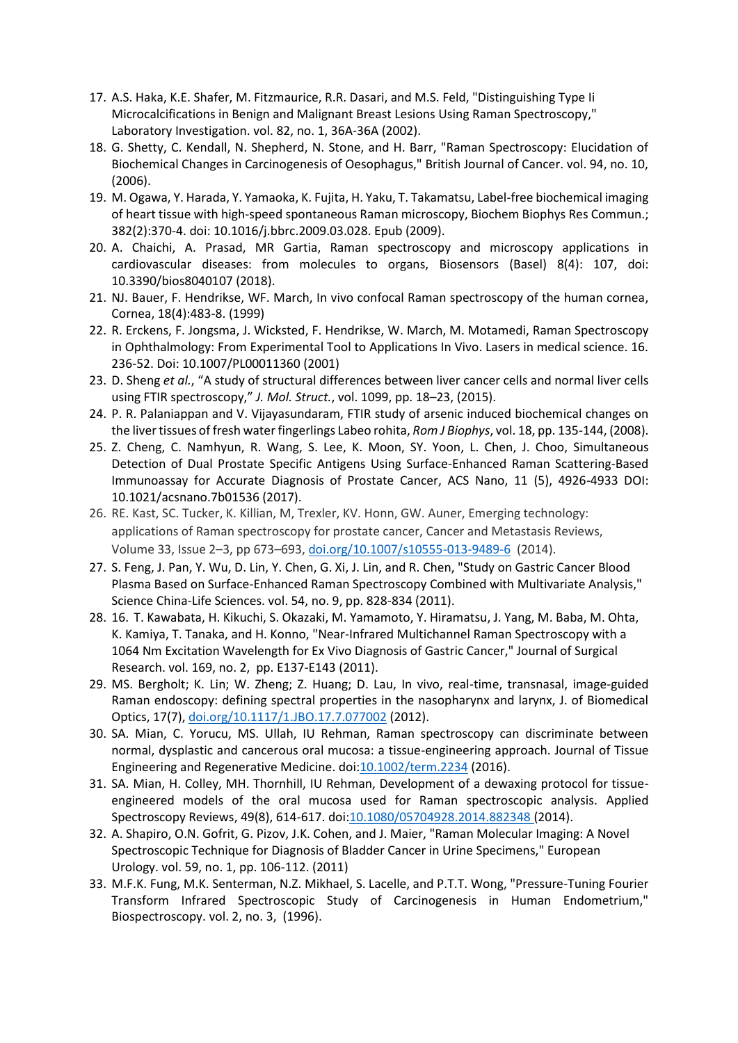17. A.S. Haka, K.E. Shafer, M. Fitzmaurice, R.R. Dasari, and M.S. Feld, "Distinguishing Type Ii Microcalcifications in Benign and Malignant Breast Lesions Using Raman Spectroscopy," Laboratory Investigation. vol. 82, no. 1, 36A-36A (2002).
18. G. Shetty, C. Kendall, N. Shepherd, N. Stone, and H. Barr, "Raman Spectroscopy: Elucidation of Biochemical Changes in Carcinogenesis of Oesophagus," British Journal of Cancer. vol. 94, no. 10, (2006).
19. M. Ogawa, Y. Harada, Y. Yamaoka, K. Fujita, H. Yaku, T. Takamatsu, Label-free biochemical imaging of heart tissue with high-speed spontaneous Raman microscopy, Biochem Biophys Res Commun.; 382(2):370-4. doi: 10.1016/j.bbrc.2009.03.028. Epub (2009).
20. A. Chaichi, A. Prasad, MR Gartia, Raman spectroscopy and microscopy applications in cardiovascular diseases: from molecules to organs, Biosensors (Basel) 8(4): 107, doi: 10.3390/bios8040107 (2018).
21. NJ. Bauer, F. Hendrikse, WF. March, In vivo confocal Raman spectroscopy of the human cornea, Cornea, 18(4):483-8. (1999)
22. R. Erckens, F. Jongsma, J. Wicksted, F. Hendrikse, W. March, M. Motamedi, Raman Spectroscopy in Ophthalmology: From Experimental Tool to Applications In Vivo. Lasers in medical science. 16. 236-52. Doi: 10.1007/PL00011360 (2001)
23. D. Sheng *et al.*, “A study of structural differences between liver cancer cells and normal liver cells using FTIR spectroscopy,” *J. Mol. Struct.*, vol. 1099, pp. 18–23, (2015).
24. P. R. Palaniappan and V. Vijayasundaram, FTIR study of arsenic induced biochemical changes on the liver tissues of fresh water fingerlings Labeo rohita, *Rom J Biophys*, vol. 18, pp. 135-144, (2008).
25. Z. Cheng, C. Namhyun, R. Wang, S. Lee, K. Moon, SY. Yoon, L. Chen, J. Choo, Simultaneous Detection of Dual Prostate Specific Antigens Using Surface-Enhanced Raman Scattering-Based Immunoassay for Accurate Diagnosis of Prostate Cancer, ACS Nano, 11 (5), 4926-4933 DOI: 10.1021/acsnano.7b01536 (2017).
26. RE. Kast, SC. Tucker, K. Killian, M, Trexler, KV. Honn, GW. Auner, Emerging technology: applications of Raman spectroscopy for prostate cancer, Cancer and Metastasis Reviews, Volume 33, Issue 2–3, pp 673–693, doi.org/10.1007/s10555-013-9489-6 (2014).
27. S. Feng, J. Pan, Y. Wu, D. Lin, Y. Chen, G. Xi, J. Lin, and R. Chen, "Study on Gastric Cancer Blood Plasma Based on Surface-Enhanced Raman Spectroscopy Combined with Multivariate Analysis," Science China-Life Sciences. vol. 54, no. 9, pp. 828-834 (2011).
28. 16. T. Kawabata, H. Kikuchi, S. Okazaki, M. Yamamoto, Y. Hiramatsu, J. Yang, M. Baba, M. Ohta, K. Kamiya, T. Tanaka, and H. Konno, "Near-Infrared Multichannel Raman Spectroscopy with a 1064 Nm Excitation Wavelength for Ex Vivo Diagnosis of Gastric Cancer," Journal of Surgical Research. vol. 169, no. 2, pp. E137-E143 (2011).
29. MS. Bergholt; K. Lin; W. Zheng; Z. Huang; D. Lau, In vivo, real-time, transnasal, image-guided Raman endoscopy: defining spectral properties in the nasopharynx and larynx, J. of Biomedical Optics, 17(7), doi.org/10.1117/1.JBO.17.7.077002 (2012).
30. SA. Mian, C. Yorucu, MS. Ullah, IU Rehman, Raman spectroscopy can discriminate between normal, dysplastic and cancerous oral mucosa: a tissue-engineering approach. Journal of Tissue Engineering and Regenerative Medicine. doi:10.1002/term.2234 (2016).
31. SA. Mian, H. Colley, MH. Thornhill, IU Rehman, Development of a dewaxing protocol for tissue-engineered models of the oral mucosa used for Raman spectroscopic analysis. Applied Spectroscopy Reviews, 49(8), 614-617. doi:10.1080/05704928.2014.882348 (2014).
32. A. Shapiro, O.N. Gofrit, G. Pizov, J.K. Cohen, and J. Maier, "Raman Molecular Imaging: A Novel Spectroscopic Technique for Diagnosis of Bladder Cancer in Urine Specimens," European Urology. vol. 59, no. 1, pp. 106-112. (2011)
33. M.F.K. Fung, M.K. Senterman, N.Z. Mikhael, S. Lacelle, and P.T.T. Wong, "Pressure-Tuning Fourier Transform Infrared Spectroscopic Study of Carcinogenesis in Human Endometrium," Biospectroscopy. vol. 2, no. 3, (1996).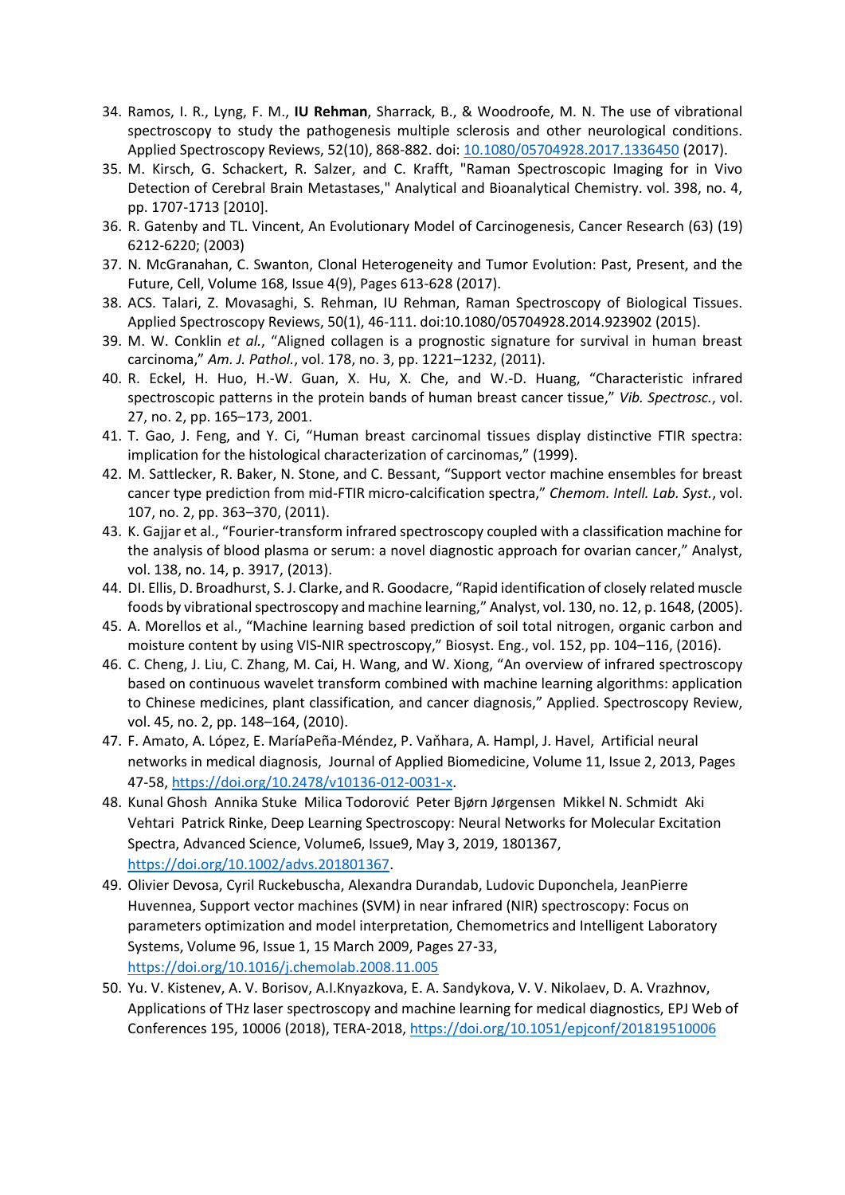34. Ramos, I. R., Lyng, F. M., **IU Rehman**, Sharrack, B., & Woodroofe, M. N. The use of vibrational spectroscopy to study the pathogenesis multiple sclerosis and other neurological conditions. Applied Spectroscopy Reviews, 52(10), 868-882. doi: 10.1080/05704928.2017.1336450 (2017).
35. M. Kirsch, G. Schackert, R. Salzer, and C. Krafft, "Raman Spectroscopic Imaging for in Vivo Detection of Cerebral Brain Metastases," Analytical and Bioanalytical Chemistry. vol. 398, no. 4, pp. 1707-1713 [2010].
36. R. Gatenby and TL. Vincent, An Evolutionary Model of Carcinogenesis, Cancer Research (63) (19) 6212-6220; (2003)
37. N. McGranahan, C. Swanton, Clonal Heterogeneity and Tumor Evolution: Past, Present, and the Future, Cell, Volume 168, Issue 4(9), Pages 613-628 (2017).
38. ACS. Talari, Z. Movasaghi, S. Rehman, IU Rehman, Raman Spectroscopy of Biological Tissues. Applied Spectroscopy Reviews, 50(1), 46-111. doi:10.1080/05704928.2014.923902 (2015).
39. M. W. Conklin *et al.*, "Aligned collagen is a prognostic signature for survival in human breast carcinoma," *Am. J. Pathol.*, vol. 178, no. 3, pp. 1221–1232, (2011).
40. R. Eckel, H. Huo, H.-W. Guan, X. Hu, X. Che, and W.-D. Huang, "Characteristic infrared spectroscopic patterns in the protein bands of human breast cancer tissue," *Vib. Spectrosc.*, vol. 27, no. 2, pp. 165–173, 2001.
41. T. Gao, J. Feng, and Y. Ci, "Human breast carcinomal tissues display distinctive FTIR spectra: implication for the histological characterization of carcinomas," (1999).
42. M. Sattlecker, R. Baker, N. Stone, and C. Bessant, "Support vector machine ensembles for breast cancer type prediction from mid-FTIR micro-calcification spectra," *Chemom. Intell. Lab. Syst.*, vol. 107, no. 2, pp. 363–370, (2011).
43. K. Gajjar et al., "Fourier-transform infrared spectroscopy coupled with a classification machine for the analysis of blood plasma or serum: a novel diagnostic approach for ovarian cancer," Analyst, vol. 138, no. 14, p. 3917, (2013).
44. DI. Ellis, D. Broadhurst, S. J. Clarke, and R. Goodacre, "Rapid identification of closely related muscle foods by vibrational spectroscopy and machine learning," Analyst, vol. 130, no. 12, p. 1648, (2005).
45. A. Morellos et al., "Machine learning based prediction of soil total nitrogen, organic carbon and moisture content by using VIS-NIR spectroscopy," Biosyst. Eng., vol. 152, pp. 104–116, (2016).
46. C. Cheng, J. Liu, C. Zhang, M. Cai, H. Wang, and W. Xiong, "An overview of infrared spectroscopy based on continuous wavelet transform combined with machine learning algorithms: application to Chinese medicines, plant classification, and cancer diagnosis," Applied. Spectroscopy Review, vol. 45, no. 2, pp. 148–164, (2010).
47. F. Amato, A. López, E. MaríaPeña-Méndez, P. Vaňhara, A. Hampl, J. Havel, Artificial neural networks in medical diagnosis, Journal of Applied Biomedicine, Volume 11, Issue 2, 2013, Pages 47-58, https://doi.org/10.2478/v10136-012-0031-x.
48. Kunal Ghosh Annika Stuke Milica Todorović Peter Bjørn Jørgensen Mikkel N. Schmidt Aki Vehtari Patrick Rinke, Deep Learning Spectroscopy: Neural Networks for Molecular Excitation Spectra, Advanced Science, Volume6, Issue9, May 3, 2019, 1801367, https://doi.org/10.1002/advs.201801367.
49. Olivier Devosa, Cyril Ruckebuscha, Alexandra Durandab, Ludovic Duponchela, JeanPierre Huvennea, Support vector machines (SVM) in near infrared (NIR) spectroscopy: Focus on parameters optimization and model interpretation, Chemometrics and Intelligent Laboratory Systems, Volume 96, Issue 1, 15 March 2009, Pages 27-33, https://doi.org/10.1016/j.chemolab.2008.11.005
50. Yu. V. Kistenev, A. V. Borisov, A.I.Knyazkova, E. A. Sandykova, V. V. Nikolaev, D. A. Vrazhnov, Applications of THz laser spectroscopy and machine learning for medical diagnostics, EPJ Web of Conferences 195, 10006 (2018), TERA-2018, https://doi.org/10.1051/epjconf/201819510006